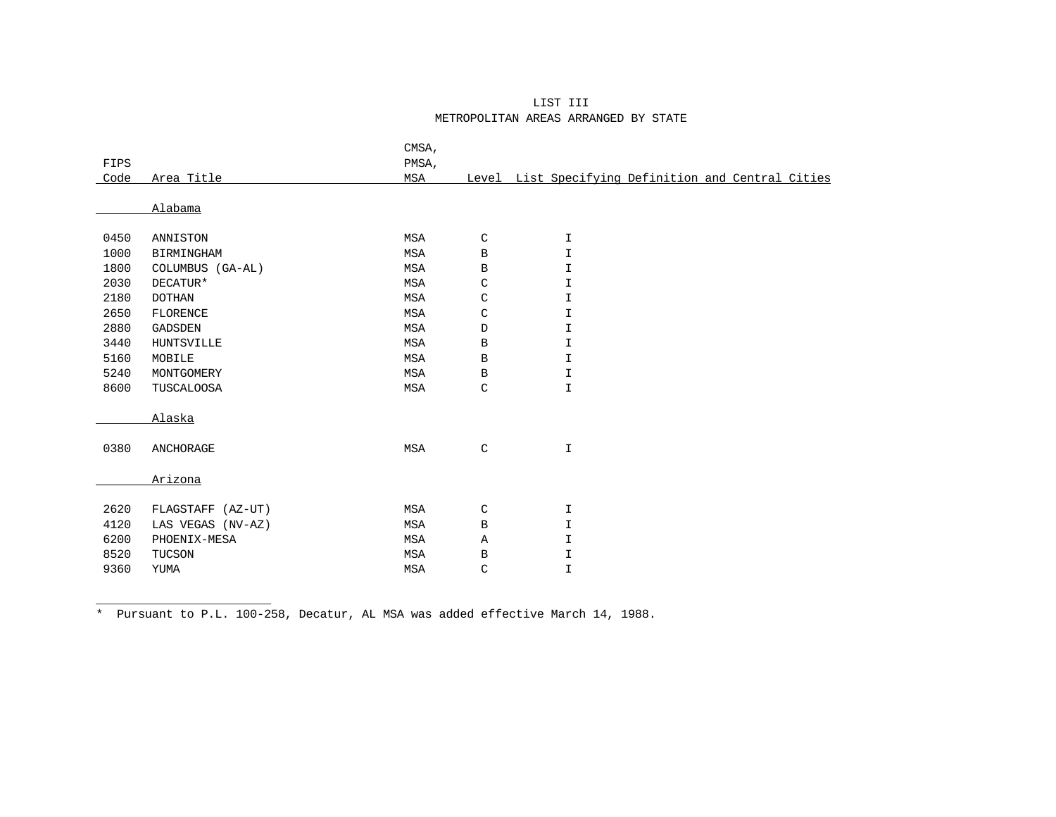# LIST III
## METROPOLITAN AREAS ARRANGED BY STATE

| FIPS Code | Area Title | CMSA, PMSA, MSA | Level | List Specifying Definition and Central Cities |
|---|---|---|---|---|
| | **Alabama** | | | |
| 0450 | ANNISTON | MSA | C | I |
| 1000 | BIRMINGHAM | MSA | B | I |
| 1800 | COLUMBUS (GA-AL) | MSA | B | I |
| 2030 | DECATUR* | MSA | C | I |
| 2180 | DOTHAN | MSA | C | I |
| 2650 | FLORENCE | MSA | C | I |
| 2880 | GADSDEN | MSA | D | I |
| 3440 | HUNTSVILLE | MSA | B | I |
| 5160 | MOBILE | MSA | B | I |
| 5240 | MONTGOMERY | MSA | B | I |
| 8600 | TUSCALOOSA | MSA | C | I |
| | **Alaska** | | | |
| 0380 | ANCHORAGE | MSA | C | I |
| | **Arizona** | | | |
| 2620 | FLAGSTAFF (AZ-UT) | MSA | C | I |
| 4120 | LAS VEGAS (NV-AZ) | MSA | B | I |
| 6200 | PHOENIX-MESA | MSA | A | I |
| 8520 | TUCSON | MSA | B | I |
| 9360 | YUMA | MSA | C | I |

* Pursuant to P.L. 100-258, Decatur, AL MSA was added effective March 14, 1988.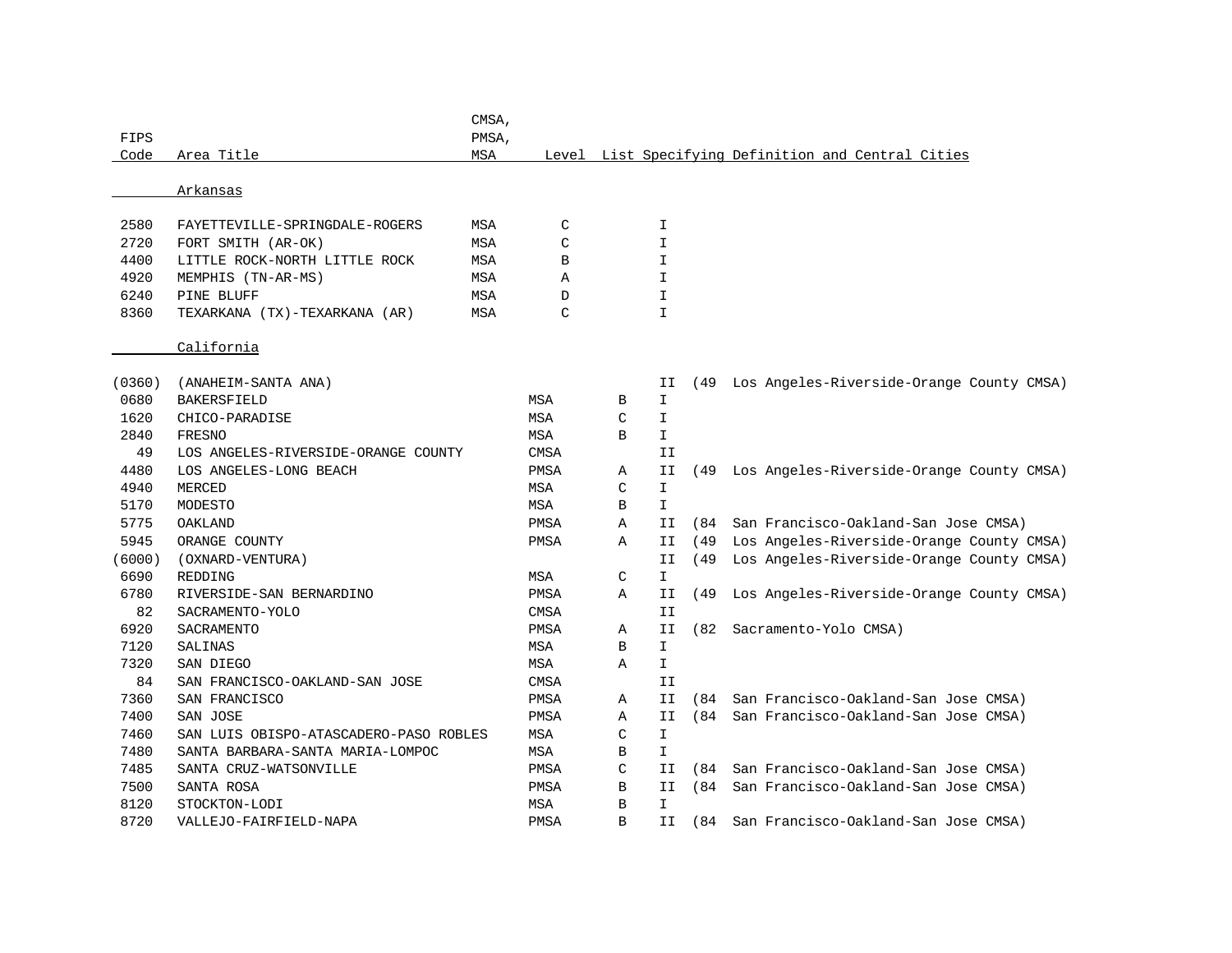| FIPS Code | Area Title | CMSA, PMSA, MSA | Level | List | Specifying Definition and Central Cities |
|---|---|---|---|---|---|
| | **Arkansas** | | | | |
| 2580 | FAYETTEVILLE-SPRINGDALE-ROGERS | MSA | C | I | |
| 2720 | FORT SMITH (AR-OK) | MSA | C | I | |
| 4400 | LITTLE ROCK-NORTH LITTLE ROCK | MSA | B | I | |
| 4920 | MEMPHIS (TN-AR-MS) | MSA | A | I | |
| 6240 | PINE BLUFF | MSA | D | I | |
| 8360 | TEXARKANA (TX)-TEXARKANA (AR) | MSA | C | I | |
| | **California** | | | | |
| (0360) | (ANAHEIM-SANTA ANA) | | | II | (49 Los Angeles-Riverside-Orange County CMSA) |
| 0680 | BAKERSFIELD | MSA | B | I | |
| 1620 | CHICO-PARADISE | MSA | C | I | |
| 2840 | FRESNO | MSA | B | I | |
| 49 | LOS ANGELES-RIVERSIDE-ORANGE COUNTY | CMSA | | II | |
| 4480 | LOS ANGELES-LONG BEACH | PMSA | A | II | (49 Los Angeles-Riverside-Orange County CMSA) |
| 4940 | MERCED | MSA | C | I | |
| 5170 | MODESTO | MSA | B | I | |
| 5775 | OAKLAND | PMSA | A | II | (84 San Francisco-Oakland-San Jose CMSA) |
| 5945 | ORANGE COUNTY | PMSA | A | II | (49 Los Angeles-Riverside-Orange County CMSA) |
| (6000) | (OXNARD-VENTURA) | | | II | (49 Los Angeles-Riverside-Orange County CMSA) |
| 6690 | REDDING | MSA | C | I | |
| 6780 | RIVERSIDE-SAN BERNARDINO | PMSA | A | II | (49 Los Angeles-Riverside-Orange County CMSA) |
| 82 | SACRAMENTO-YOLO | CMSA | | II | |
| 6920 | SACRAMENTO | PMSA | A | II | (82 Sacramento-Yolo CMSA) |
| 7120 | SALINAS | MSA | B | I | |
| 7320 | SAN DIEGO | MSA | A | I | |
| 84 | SAN FRANCISCO-OAKLAND-SAN JOSE | CMSA | | II | |
| 7360 | SAN FRANCISCO | PMSA | A | II | (84 San Francisco-Oakland-San Jose CMSA) |
| 7400 | SAN JOSE | PMSA | A | II | (84 San Francisco-Oakland-San Jose CMSA) |
| 7460 | SAN LUIS OBISPO-ATASCADERO-PASO ROBLES | MSA | C | I | |
| 7480 | SANTA BARBARA-SANTA MARIA-LOMPOC | MSA | B | I | |
| 7485 | SANTA CRUZ-WATSONVILLE | PMSA | C | II | (84 San Francisco-Oakland-San Jose CMSA) |
| 7500 | SANTA ROSA | PMSA | B | II | (84 San Francisco-Oakland-San Jose CMSA) |
| 8120 | STOCKTON-LODI | MSA | B | I | |
| 8720 | VALLEJO-FAIRFIELD-NAPA | PMSA | B | II | (84 San Francisco-Oakland-San Jose CMSA) |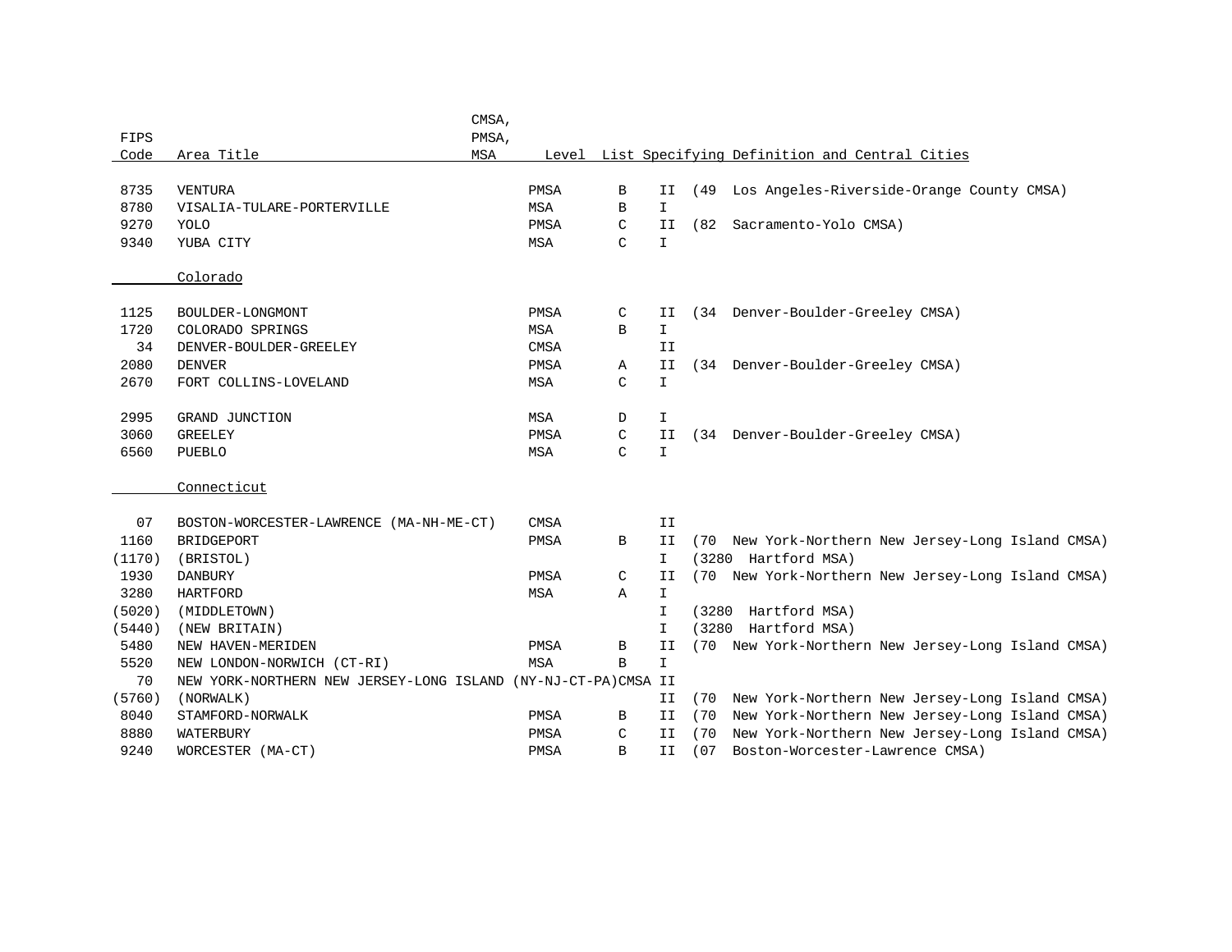| FIPS Code | Area Title | CMSA, PMSA, MSA | Level | List Specifying Definition and Central Cities |
|---|---|---|---|---|
| 8735 | VENTURA | PMSA | B | II (49 Los Angeles-Riverside-Orange County CMSA) |
| 8780 | VISALIA-TULARE-PORTERVILLE | MSA | B | I |
| 9270 | YOLO | PMSA | C | II (82 Sacramento-Yolo CMSA) |
| 9340 | YUBA CITY | MSA | C | I |
| | **Colorado** | | | |
| 1125 | BOULDER-LONGMONT | PMSA | C | II (34 Denver-Boulder-Greeley CMSA) |
| 1720 | COLORADO SPRINGS | MSA | B | I |
| 34 | DENVER-BOULDER-GREELEY | CMSA | | II |
| 2080 | DENVER | PMSA | A | II (34 Denver-Boulder-Greeley CMSA) |
| 2670 | FORT COLLINS-LOVELAND | MSA | C | I |
| 2995 | GRAND JUNCTION | MSA | D | I |
| 3060 | GREELEY | PMSA | C | II (34 Denver-Boulder-Greeley CMSA) |
| 6560 | PUEBLO | MSA | C | I |
| | **Connecticut** | | | |
| 07 | BOSTON-WORCESTER-LAWRENCE (MA-NH-ME-CT) | CMSA | | II |
| 1160 | BRIDGEPORT | PMSA | B | II (70 New York-Northern New Jersey-Long Island CMSA) |
| (1170) | (BRISTOL) | | | I (3280 Hartford MSA) |
| 1930 | DANBURY | PMSA | C | II (70 New York-Northern New Jersey-Long Island CMSA) |
| 3280 | HARTFORD | MSA | A | I |
| (5020) | (MIDDLETOWN) | | | I (3280 Hartford MSA) |
| (5440) | (NEW BRITAIN) | | | I (3280 Hartford MSA) |
| 5480 | NEW HAVEN-MERIDEN | PMSA | B | II (70 New York-Northern New Jersey-Long Island CMSA) |
| 5520 | NEW LONDON-NORWICH (CT-RI) | MSA | B | I |
| 70 | NEW YORK-NORTHERN NEW JERSEY-LONG ISLAND (NY-NJ-CT-PA) | CMSA | | II |
| (5760) | (NORWALK) | | | II (70 New York-Northern New Jersey-Long Island CMSA) |
| 8040 | STAMFORD-NORWALK | PMSA | B | II (70 New York-Northern New Jersey-Long Island CMSA) |
| 8880 | WATERBURY | PMSA | C | II (70 New York-Northern New Jersey-Long Island CMSA) |
| 9240 | WORCESTER (MA-CT) | PMSA | B | II (07 Boston-Worcester-Lawrence CMSA) |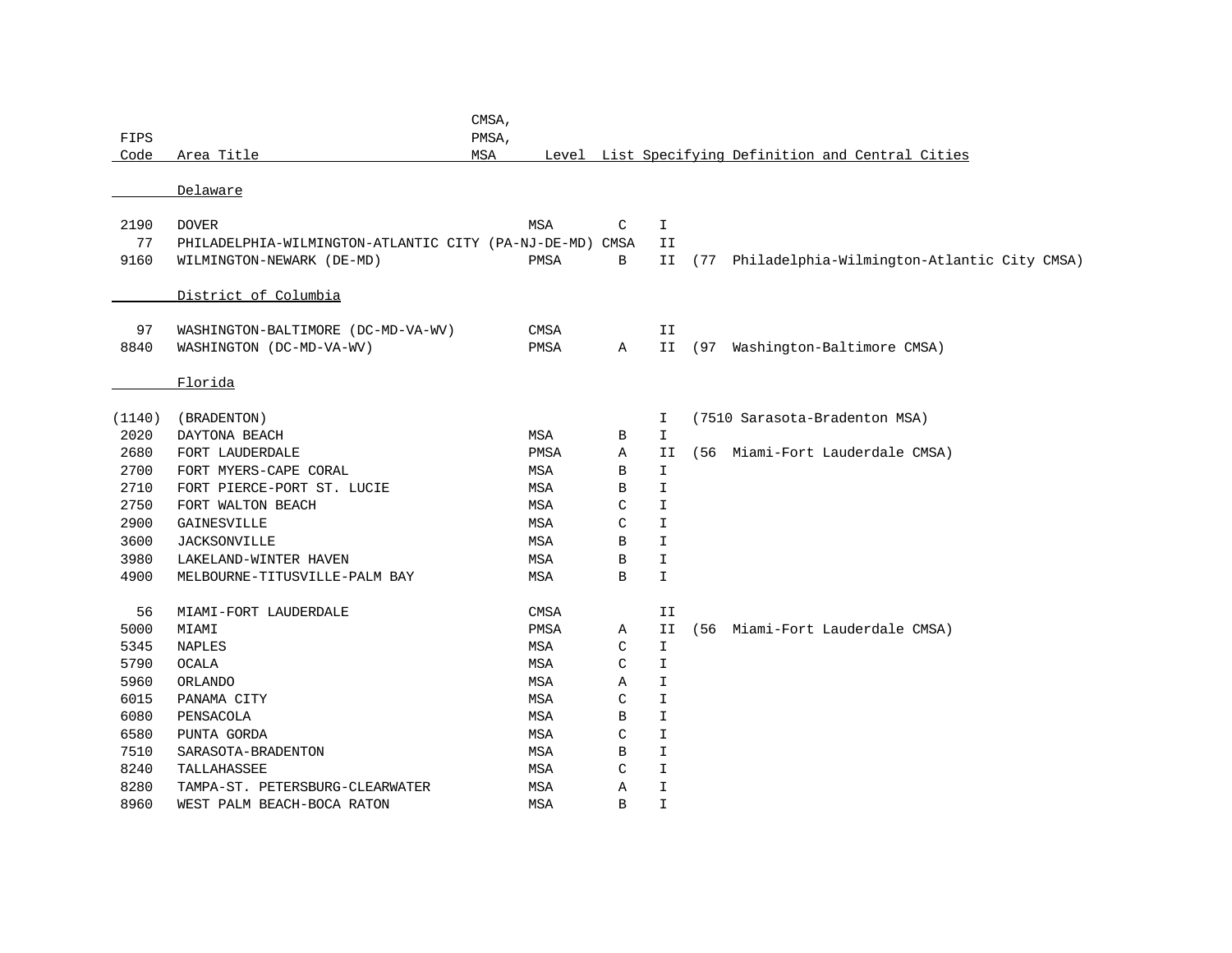| FIPS Code | Area Title | CMSA, PMSA, MSA | Level | List | Specifying Definition and Central Cities |
|---|---|---|---|---|---|
| | **Delaware** | | | | |
| 2190 | DOVER | MSA | C | I | |
| 77 | PHILADELPHIA-WILMINGTON-ATLANTIC CITY (PA-NJ-DE-MD) | CMSA | | II | |
| 9160 | WILMINGTON-NEWARK (DE-MD) | PMSA | B | II | (77 Philadelphia-Wilmington-Atlantic City CMSA) |
| | **District of Columbia** | | | | |
| 97 | WASHINGTON-BALTIMORE (DC-MD-VA-WV) | CMSA | | II | |
| 8840 | WASHINGTON (DC-MD-VA-WV) | PMSA | A | II | (97 Washington-Baltimore CMSA) |
| | **Florida** | | | | |
| (1140) | (BRADENTON) | | | I | (7510 Sarasota-Bradenton MSA) |
| 2020 | DAYTONA BEACH | MSA | B | I | |
| 2680 | FORT LAUDERDALE | PMSA | A | II | (56 Miami-Fort Lauderdale CMSA) |
| 2700 | FORT MYERS-CAPE CORAL | MSA | B | I | |
| 2710 | FORT PIERCE-PORT ST. LUCIE | MSA | B | I | |
| 2750 | FORT WALTON BEACH | MSA | C | I | |
| 2900 | GAINESVILLE | MSA | C | I | |
| 3600 | JACKSONVILLE | MSA | B | I | |
| 3980 | LAKELAND-WINTER HAVEN | MSA | B | I | |
| 4900 | MELBOURNE-TITUSVILLE-PALM BAY | MSA | B | I | |
| 56 | MIAMI-FORT LAUDERDALE | CMSA | | II | |
| 5000 | MIAMI | PMSA | A | II | (56 Miami-Fort Lauderdale CMSA) |
| 5345 | NAPLES | MSA | C | I | |
| 5790 | OCALA | MSA | C | I | |
| 5960 | ORLANDO | MSA | A | I | |
| 6015 | PANAMA CITY | MSA | C | I | |
| 6080 | PENSACOLA | MSA | B | I | |
| 6580 | PUNTA GORDA | MSA | C | I | |
| 7510 | SARASOTA-BRADENTON | MSA | B | I | |
| 8240 | TALLAHASSEE | MSA | C | I | |
| 8280 | TAMPA-ST. PETERSBURG-CLEARWATER | MSA | A | I | |
| 8960 | WEST PALM BEACH-BOCA RATON | MSA | B | I | |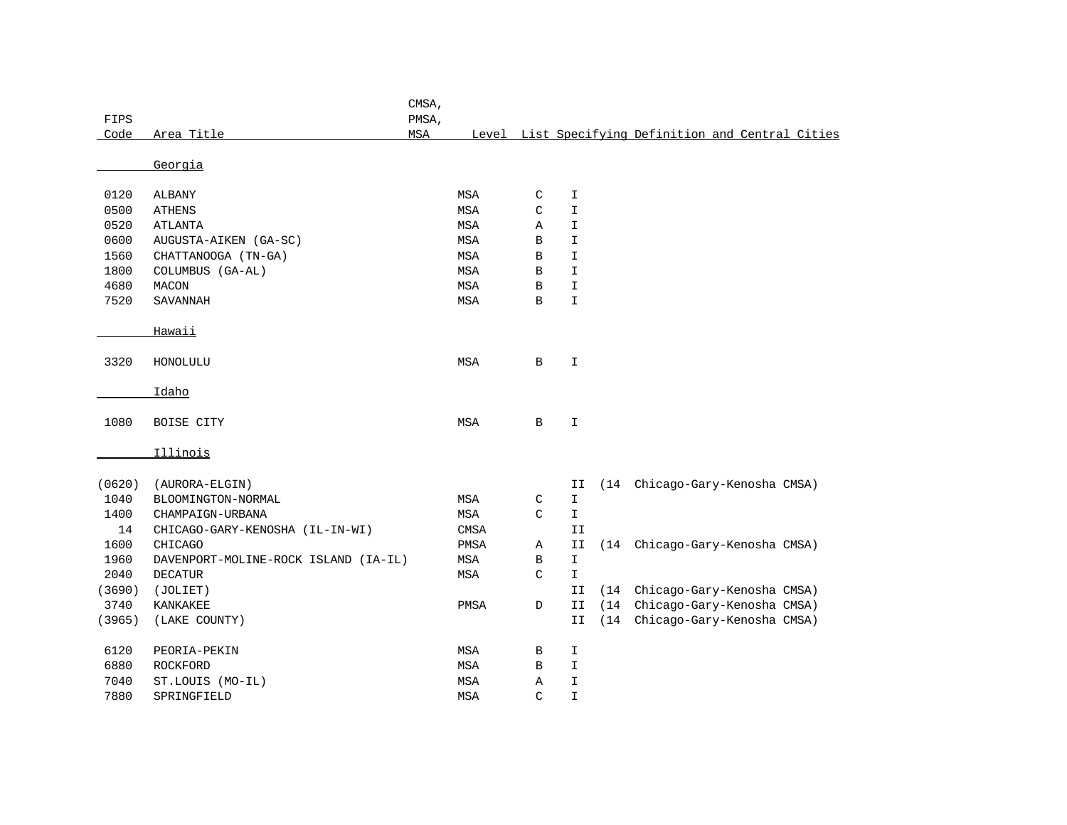| FIPS Code | Area Title | CMSA, PMSA, MSA | Level | List | Specifying Definition and Central Cities |
|---|---|---|---|---|---|
| | **Georgia** | | | | |
| 0120 | ALBANY | MSA | C | I | |
| 0500 | ATHENS | MSA | C | I | |
| 0520 | ATLANTA | MSA | A | I | |
| 0600 | AUGUSTA-AIKEN (GA-SC) | MSA | B | I | |
| 1560 | CHATTANOOGA (TN-GA) | MSA | B | I | |
| 1800 | COLUMBUS (GA-AL) | MSA | B | I | |
| 4680 | MACON | MSA | B | I | |
| 7520 | SAVANNAH | MSA | B | I | |
| | **Hawaii** | | | | |
| 3320 | HONOLULU | MSA | B | I | |
| | **Idaho** | | | | |
| 1080 | BOISE CITY | MSA | B | I | |
| | **Illinois** | | | | |
| (0620) | (AURORA-ELGIN) | | | II | (14 Chicago-Gary-Kenosha CMSA) |
| 1040 | BLOOMINGTON-NORMAL | MSA | C | I | |
| 1400 | CHAMPAIGN-URBANA | MSA | C | I | |
| 14 | CHICAGO-GARY-KENOSHA (IL-IN-WI) | CMSA | | II | |
| 1600 | CHICAGO | PMSA | A | II | (14 Chicago-Gary-Kenosha CMSA) |
| 1960 | DAVENPORT-MOLINE-ROCK ISLAND (IA-IL) | MSA | B | I | |
| 2040 | DECATUR | MSA | C | I | |
| (3690) | (JOLIET) | | | II | (14 Chicago-Gary-Kenosha CMSA) |
| 3740 | KANKAKEE | PMSA | D | II | (14 Chicago-Gary-Kenosha CMSA) |
| (3965) | (LAKE COUNTY) | | | II | (14 Chicago-Gary-Kenosha CMSA) |
| 6120 | PEORIA-PEKIN | MSA | B | I | |
| 6880 | ROCKFORD | MSA | B | I | |
| 7040 | ST.LOUIS (MO-IL) | MSA | A | I | |
| 7880 | SPRINGFIELD | MSA | C | I | |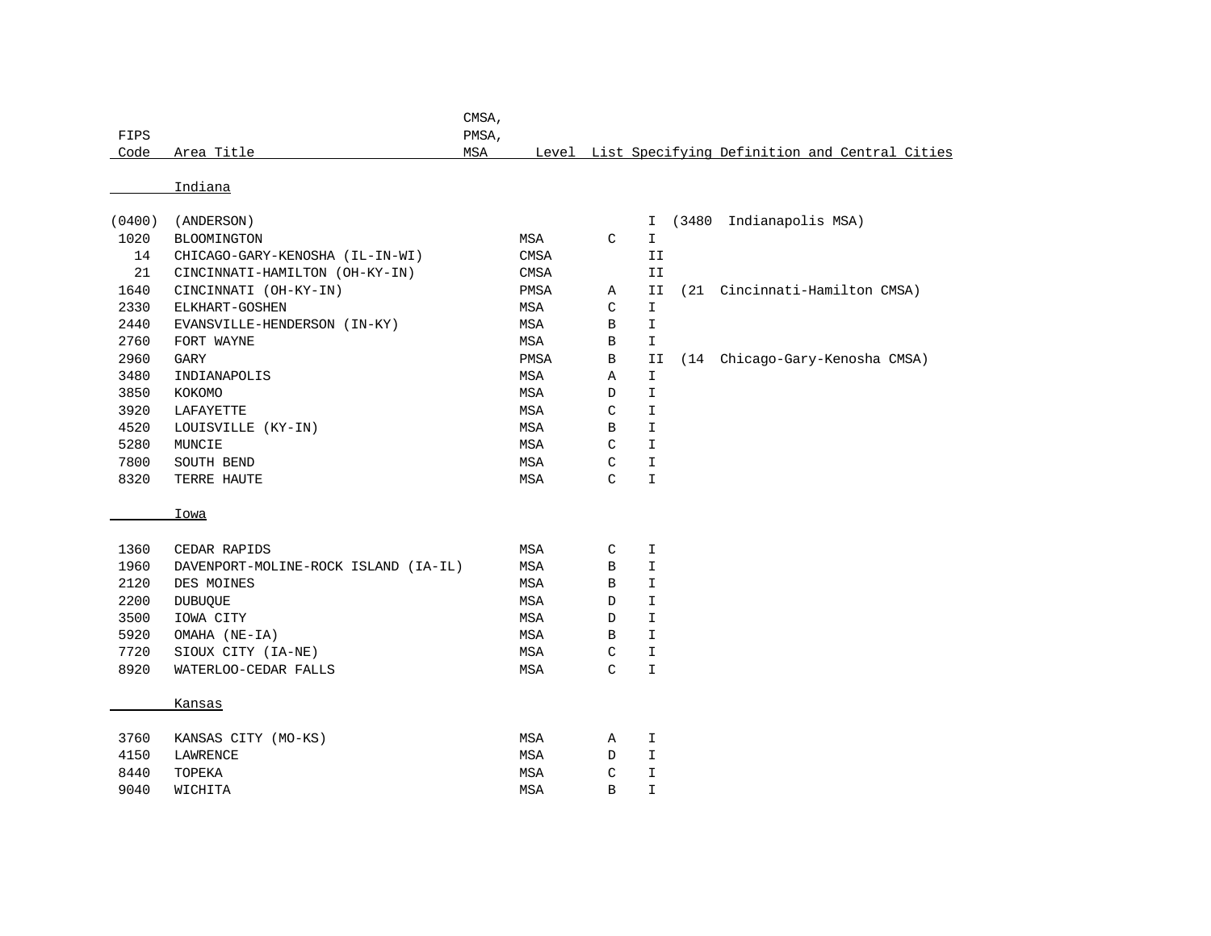| FIPS Code | Area Title | CMSA, PMSA, MSA | Level | List Specifying Definition and Central Cities |
|---|---|---|---|---|
| | **Indiana** | | | |
| (0400) | (ANDERSON) | | | I (3480 Indianapolis MSA) |
| 1020 | BLOOMINGTON | MSA | C | I |
| 14 | CHICAGO-GARY-KENOSHA (IL-IN-WI) | CMSA | | II |
| 21 | CINCINNATI-HAMILTON (OH-KY-IN) | CMSA | | II |
| 1640 | CINCINNATI (OH-KY-IN) | PMSA | A | II (21 Cincinnati-Hamilton CMSA) |
| 2330 | ELKHART-GOSHEN | MSA | C | I |
| 2440 | EVANSVILLE-HENDERSON (IN-KY) | MSA | B | I |
| 2760 | FORT WAYNE | MSA | B | I |
| 2960 | GARY | PMSA | B | II (14 Chicago-Gary-Kenosha CMSA) |
| 3480 | INDIANAPOLIS | MSA | A | I |
| 3850 | KOKOMO | MSA | D | I |
| 3920 | LAFAYETTE | MSA | C | I |
| 4520 | LOUISVILLE (KY-IN) | MSA | B | I |
| 5280 | MUNCIE | MSA | C | I |
| 7800 | SOUTH BEND | MSA | C | I |
| 8320 | TERRE HAUTE | MSA | C | I |
| | **Iowa** | | | |
| 1360 | CEDAR RAPIDS | MSA | C | I |
| 1960 | DAVENPORT-MOLINE-ROCK ISLAND (IA-IL) | MSA | B | I |
| 2120 | DES MOINES | MSA | B | I |
| 2200 | DUBUQUE | MSA | D | I |
| 3500 | IOWA CITY | MSA | D | I |
| 5920 | OMAHA (NE-IA) | MSA | B | I |
| 7720 | SIOUX CITY (IA-NE) | MSA | C | I |
| 8920 | WATERLOO-CEDAR FALLS | MSA | C | I |
| | **Kansas** | | | |
| 3760 | KANSAS CITY (MO-KS) | MSA | A | I |
| 4150 | LAWRENCE | MSA | D | I |
| 8440 | TOPEKA | MSA | C | I |
| 9040 | WICHITA | MSA | B | I |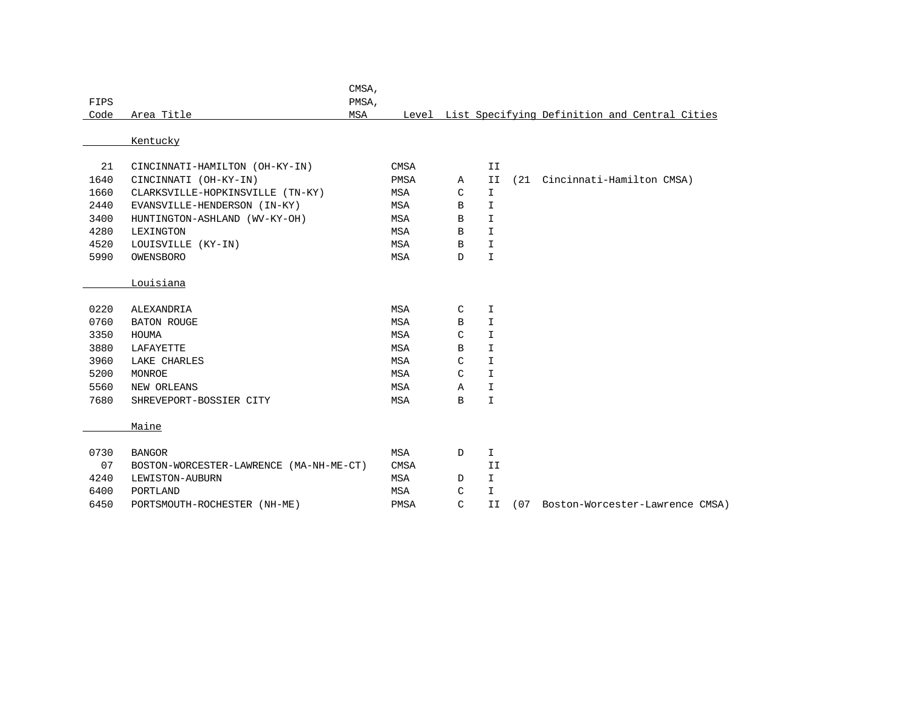| FIPS Code | Area Title | CMSA, PMSA, MSA | Level | List | Specifying Definition and Central Cities |
|---|---|---|---|---|---|
| | **Kentucky** | | | | |
| 21 | CINCINNATI-HAMILTON (OH-KY-IN) | CMSA | | II | |
| 1640 | CINCINNATI (OH-KY-IN) | PMSA | A | II | (21 Cincinnati-Hamilton CMSA) |
| 1660 | CLARKSVILLE-HOPKINSVILLE (TN-KY) | MSA | C | I | |
| 2440 | EVANSVILLE-HENDERSON (IN-KY) | MSA | B | I | |
| 3400 | HUNTINGTON-ASHLAND (WV-KY-OH) | MSA | B | I | |
| 4280 | LEXINGTON | MSA | B | I | |
| 4520 | LOUISVILLE (KY-IN) | MSA | B | I | |
| 5990 | OWENSBORO | MSA | D | I | |
| | **Louisiana** | | | | |
| 0220 | ALEXANDRIA | MSA | C | I | |
| 0760 | BATON ROUGE | MSA | B | I | |
| 3350 | HOUMA | MSA | C | I | |
| 3880 | LAFAYETTE | MSA | B | I | |
| 3960 | LAKE CHARLES | MSA | C | I | |
| 5200 | MONROE | MSA | C | I | |
| 5560 | NEW ORLEANS | MSA | A | I | |
| 7680 | SHREVEPORT-BOSSIER CITY | MSA | B | I | |
| | **Maine** | | | | |
| 0730 | BANGOR | MSA | D | I | |
| 07 | BOSTON-WORCESTER-LAWRENCE (MA-NH-ME-CT) | CMSA | | II | |
| 4240 | LEWISTON-AUBURN | MSA | D | I | |
| 6400 | PORTLAND | MSA | C | I | |
| 6450 | PORTSMOUTH-ROCHESTER (NH-ME) | PMSA | C | II | (07 Boston-Worcester-Lawrence CMSA) |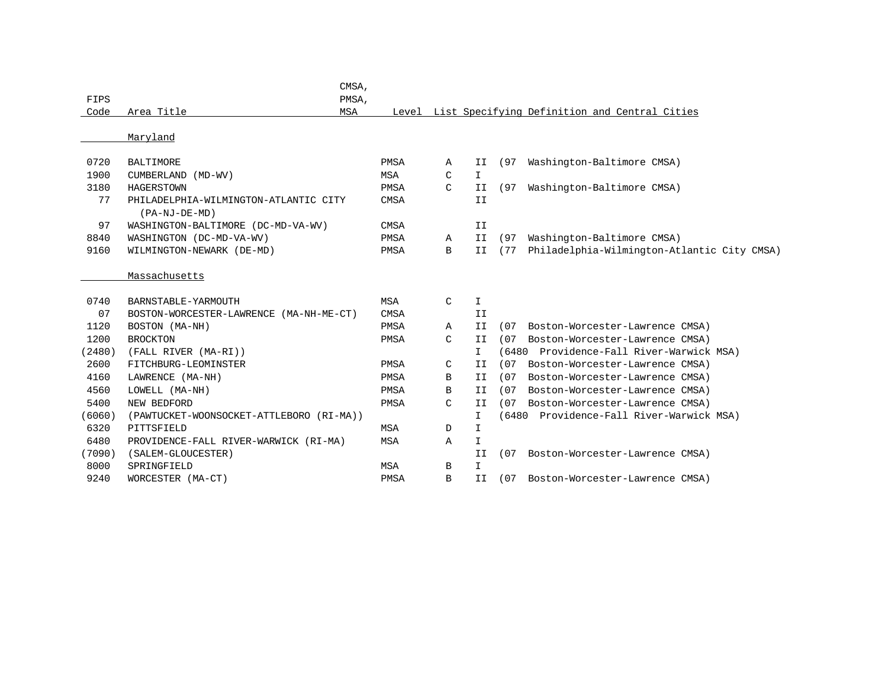| FIPS Code | Area Title | CMSA, PMSA, MSA | Level | List | Specifying Definition and Central Cities |
|---|---|---|---|---|---|
| | **Maryland** | | | | |
| 0720 | BALTIMORE | PMSA | A | II | (97 Washington-Baltimore CMSA) |
| 1900 | CUMBERLAND (MD-WV) | MSA | C | I | |
| 3180 | HAGERSTOWN | PMSA | C | II | (97 Washington-Baltimore CMSA) |
| 77 | PHILADELPHIA-WILMINGTON-ATLANTIC CITY (PA-NJ-DE-MD) | CMSA | | II | |
| 97 | WASHINGTON-BALTIMORE (DC-MD-VA-WV) | CMSA | | II | |
| 8840 | WASHINGTON (DC-MD-VA-WV) | PMSA | A | II | (97 Washington-Baltimore CMSA) |
| 9160 | WILMINGTON-NEWARK (DE-MD) | PMSA | B | II | (77 Philadelphia-Wilmington-Atlantic City CMSA) |
| | **Massachusetts** | | | | |
| 0740 | BARNSTABLE-YARMOUTH | MSA | C | I | |
| 07 | BOSTON-WORCESTER-LAWRENCE (MA-NH-ME-CT) | CMSA | | II | |
| 1120 | BOSTON (MA-NH) | PMSA | A | II | (07 Boston-Worcester-Lawrence CMSA) |
| 1200 | BROCKTON | PMSA | C | II | (07 Boston-Worcester-Lawrence CMSA) |
| (2480) | (FALL RIVER (MA-RI)) | | | I | (6480 Providence-Fall River-Warwick MSA) |
| 2600 | FITCHBURG-LEOMINSTER | PMSA | C | II | (07 Boston-Worcester-Lawrence CMSA) |
| 4160 | LAWRENCE (MA-NH) | PMSA | B | II | (07 Boston-Worcester-Lawrence CMSA) |
| 4560 | LOWELL (MA-NH) | PMSA | B | II | (07 Boston-Worcester-Lawrence CMSA) |
| 5400 | NEW BEDFORD | PMSA | C | II | (07 Boston-Worcester-Lawrence CMSA) |
| (6060) | (PAWTUCKET-WOONSOCKET-ATTLEBORO (RI-MA)) | | | I | (6480 Providence-Fall River-Warwick MSA) |
| 6320 | PITTSFIELD | MSA | D | I | |
| 6480 | PROVIDENCE-FALL RIVER-WARWICK (RI-MA) | MSA | A | I | |
| (7090) | (SALEM-GLOUCESTER) | | | II | (07 Boston-Worcester-Lawrence CMSA) |
| 8000 | SPRINGFIELD | MSA | B | I | |
| 9240 | WORCESTER (MA-CT) | PMSA | B | II | (07 Boston-Worcester-Lawrence CMSA) |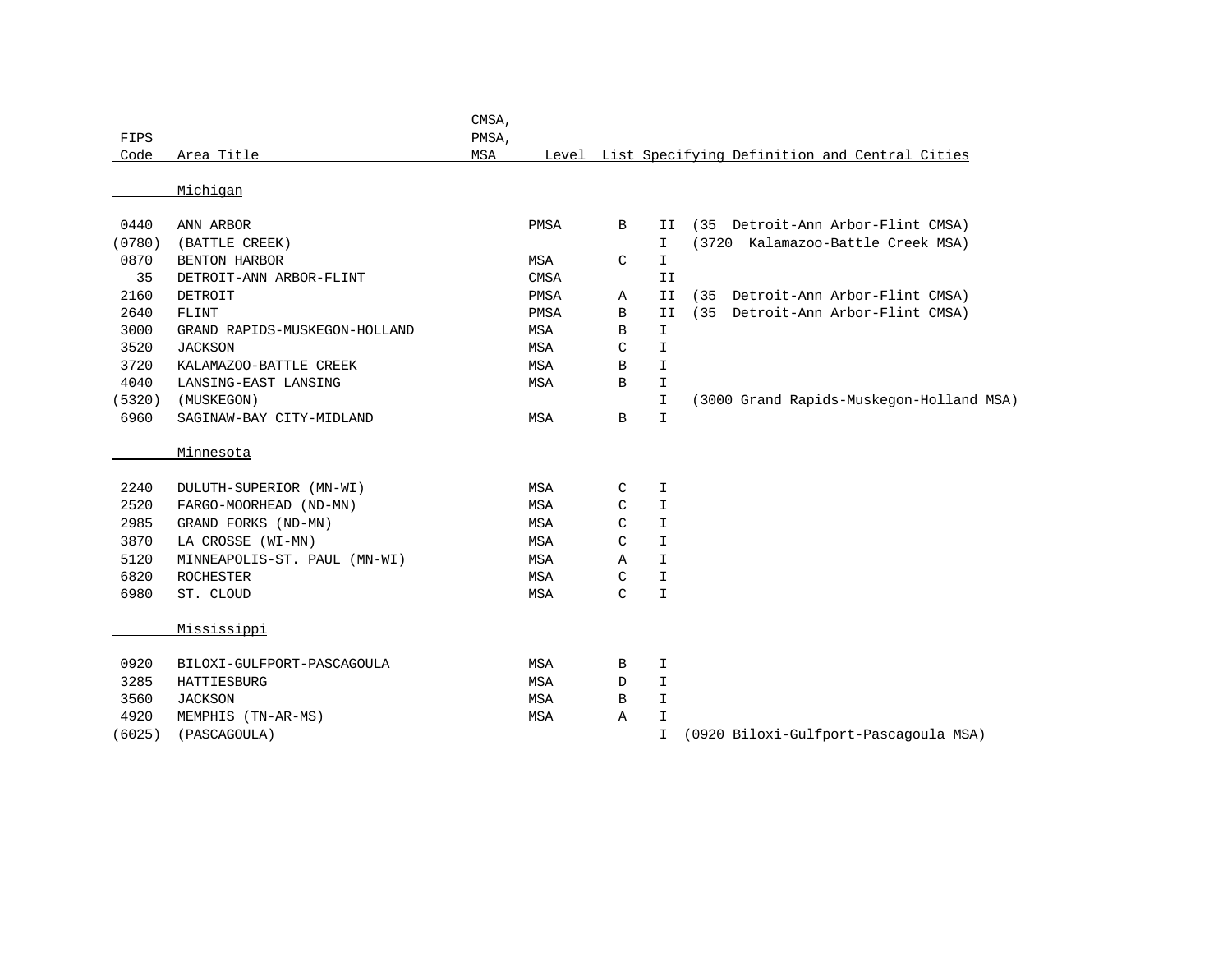| FIPS Code | Area Title | CMSA, PMSA, MSA | Level | List | Specifying Definition and Central Cities |
|---|---|---|---|---|---|
| | **Michigan** | | | | |
| 0440 | ANN ARBOR | PMSA | B | II | (35 Detroit-Ann Arbor-Flint CMSA) |
| (0780) | (BATTLE CREEK) | | | I | (3720 Kalamazoo-Battle Creek MSA) |
| 0870 | BENTON HARBOR | MSA | C | I | |
| 35 | DETROIT-ANN ARBOR-FLINT | CMSA | | II | |
| 2160 | DETROIT | PMSA | A | II | (35 Detroit-Ann Arbor-Flint CMSA) |
| 2640 | FLINT | PMSA | B | II | (35 Detroit-Ann Arbor-Flint CMSA) |
| 3000 | GRAND RAPIDS-MUSKEGON-HOLLAND | MSA | B | I | |
| 3520 | JACKSON | MSA | C | I | |
| 3720 | KALAMAZOO-BATTLE CREEK | MSA | B | I | |
| 4040 | LANSING-EAST LANSING | MSA | B | I | |
| (5320) | (MUSKEGON) | | | I | (3000 Grand Rapids-Muskegon-Holland MSA) |
| 6960 | SAGINAW-BAY CITY-MIDLAND | MSA | B | I | |
| | **Minnesota** | | | | |
| 2240 | DULUTH-SUPERIOR (MN-WI) | MSA | C | I | |
| 2520 | FARGO-MOORHEAD (ND-MN) | MSA | C | I | |
| 2985 | GRAND FORKS (ND-MN) | MSA | C | I | |
| 3870 | LA CROSSE (WI-MN) | MSA | C | I | |
| 5120 | MINNEAPOLIS-ST. PAUL (MN-WI) | MSA | A | I | |
| 6820 | ROCHESTER | MSA | C | I | |
| 6980 | ST. CLOUD | MSA | C | I | |
| | **Mississippi** | | | | |
| 0920 | BILOXI-GULFPORT-PASCAGOULA | MSA | B | I | |
| 3285 | HATTIESBURG | MSA | D | I | |
| 3560 | JACKSON | MSA | B | I | |
| 4920 | MEMPHIS (TN-AR-MS) | MSA | A | I | |
| (6025) | (PASCAGOULA) | | | I | (0920 Biloxi-Gulfport-Pascagoula MSA) |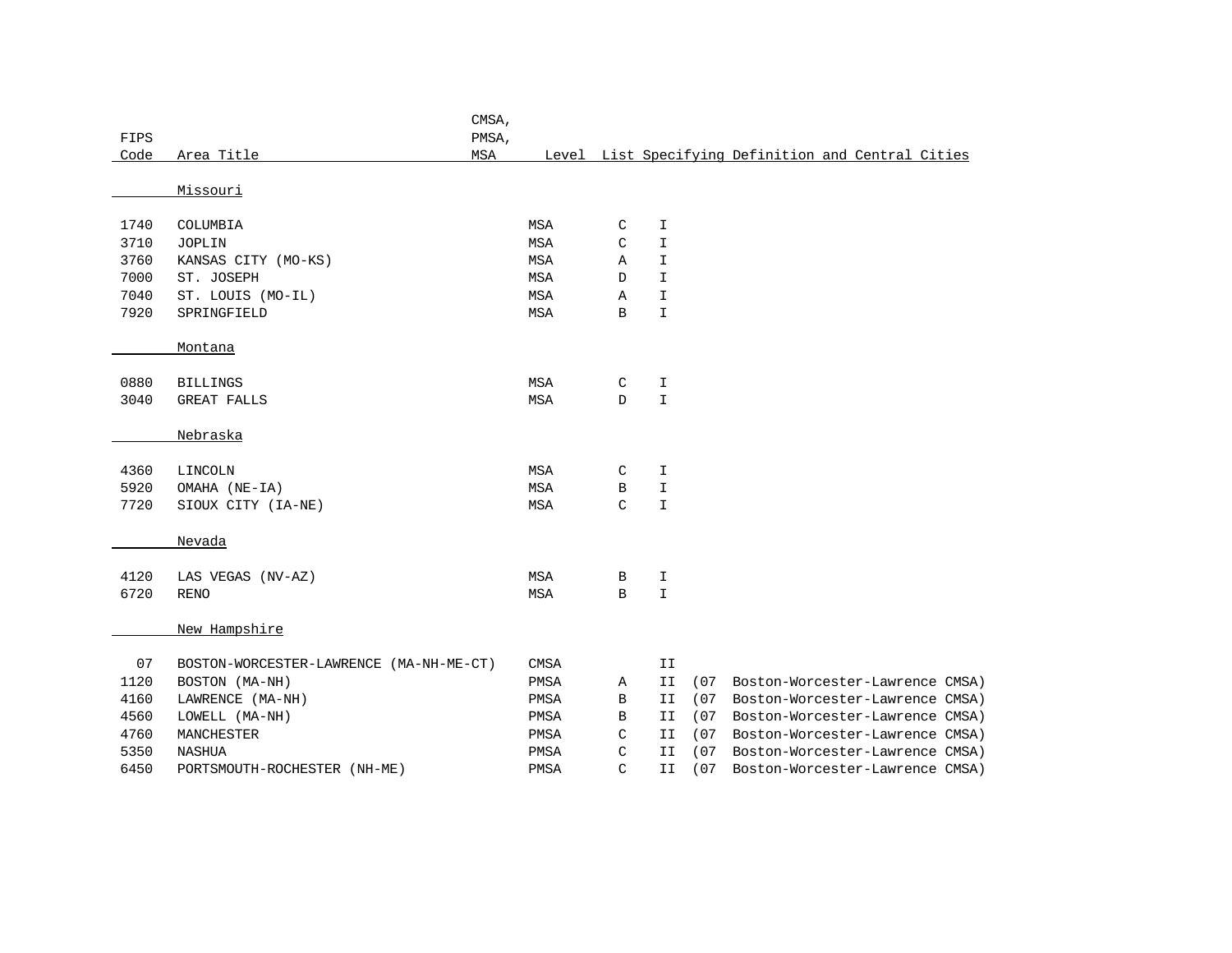| FIPS Code | Area Title | CMSA, PMSA, MSA | Level | List | Specifying Definition and Central Cities |
|---|---|---|---|---|---|
| | **Missouri** | | | | |
| 1740 | COLUMBIA | MSA | C | I | |
| 3710 | JOPLIN | MSA | C | I | |
| 3760 | KANSAS CITY (MO-KS) | MSA | A | I | |
| 7000 | ST. JOSEPH | MSA | D | I | |
| 7040 | ST. LOUIS (MO-IL) | MSA | A | I | |
| 7920 | SPRINGFIELD | MSA | B | I | |
| | **Montana** | | | | |
| 0880 | BILLINGS | MSA | C | I | |
| 3040 | GREAT FALLS | MSA | D | I | |
| | **Nebraska** | | | | |
| 4360 | LINCOLN | MSA | C | I | |
| 5920 | OMAHA (NE-IA) | MSA | B | I | |
| 7720 | SIOUX CITY (IA-NE) | MSA | C | I | |
| | **Nevada** | | | | |
| 4120 | LAS VEGAS (NV-AZ) | MSA | B | I | |
| 6720 | RENO | MSA | B | I | |
| | **New Hampshire** | | | | |
| 07 | BOSTON-WORCESTER-LAWRENCE (MA-NH-ME-CT) | CMSA | | II | |
| 1120 | BOSTON (MA-NH) | PMSA | A | II | (07 Boston-Worcester-Lawrence CMSA) |
| 4160 | LAWRENCE (MA-NH) | PMSA | B | II | (07 Boston-Worcester-Lawrence CMSA) |
| 4560 | LOWELL (MA-NH) | PMSA | B | II | (07 Boston-Worcester-Lawrence CMSA) |
| 4760 | MANCHESTER | PMSA | C | II | (07 Boston-Worcester-Lawrence CMSA) |
| 5350 | NASHUA | PMSA | C | II | (07 Boston-Worcester-Lawrence CMSA) |
| 6450 | PORTSMOUTH-ROCHESTER (NH-ME) | PMSA | C | II | (07 Boston-Worcester-Lawrence CMSA) |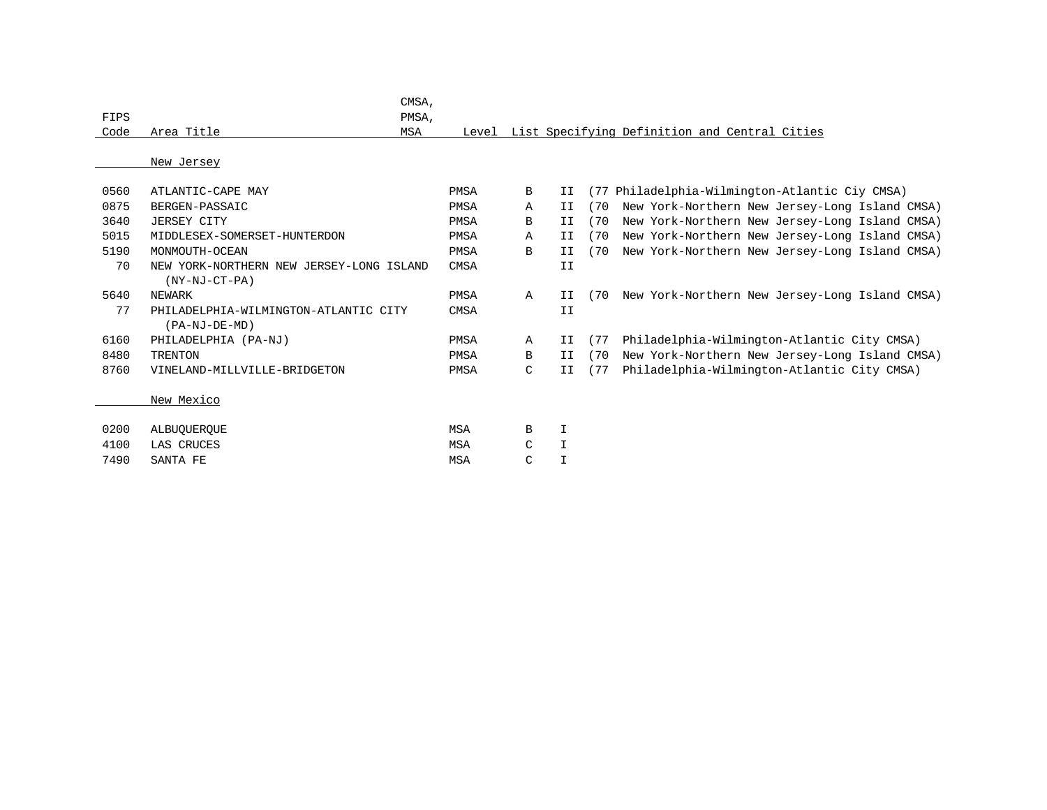| FIPS Code | Area Title | CMSA, PMSA, MSA | Level | List | Specifying Definition and Central Cities |
|---|---|---|---|---|---|
| | New Jersey | | | | |
| 0560 | ATLANTIC-CAPE MAY | PMSA | B | II | (77 Philadelphia-Wilmington-Atlantic Ciy CMSA) |
| 0875 | BERGEN-PASSAIC | PMSA | A | II | (70 New York-Northern New Jersey-Long Island CMSA) |
| 3640 | JERSEY CITY | PMSA | B | II | (70 New York-Northern New Jersey-Long Island CMSA) |
| 5015 | MIDDLESEX-SOMERSET-HUNTERDON | PMSA | A | II | (70 New York-Northern New Jersey-Long Island CMSA) |
| 5190 | MONMOUTH-OCEAN | PMSA | B | II | (70 New York-Northern New Jersey-Long Island CMSA) |
| 70 | NEW YORK-NORTHERN NEW JERSEY-LONG ISLAND (NY-NJ-CT-PA) | CMSA | | II | |
| 5640 | NEWARK | PMSA | A | II | (70 New York-Northern New Jersey-Long Island CMSA) |
| 77 | PHILADELPHIA-WILMINGTON-ATLANTIC CITY (PA-NJ-DE-MD) | CMSA | | II | |
| 6160 | PHILADELPHIA (PA-NJ) | PMSA | A | II | (77 Philadelphia-Wilmington-Atlantic City CMSA) |
| 8480 | TRENTON | PMSA | B | II | (70 New York-Northern New Jersey-Long Island CMSA) |
| 8760 | VINELAND-MILLVILLE-BRIDGETON | PMSA | C | II | (77 Philadelphia-Wilmington-Atlantic City CMSA) |
| | New Mexico | | | | |
| 0200 | ALBUQUERQUE | MSA | B | I | |
| 4100 | LAS CRUCES | MSA | C | I | |
| 7490 | SANTA FE | MSA | C | I | |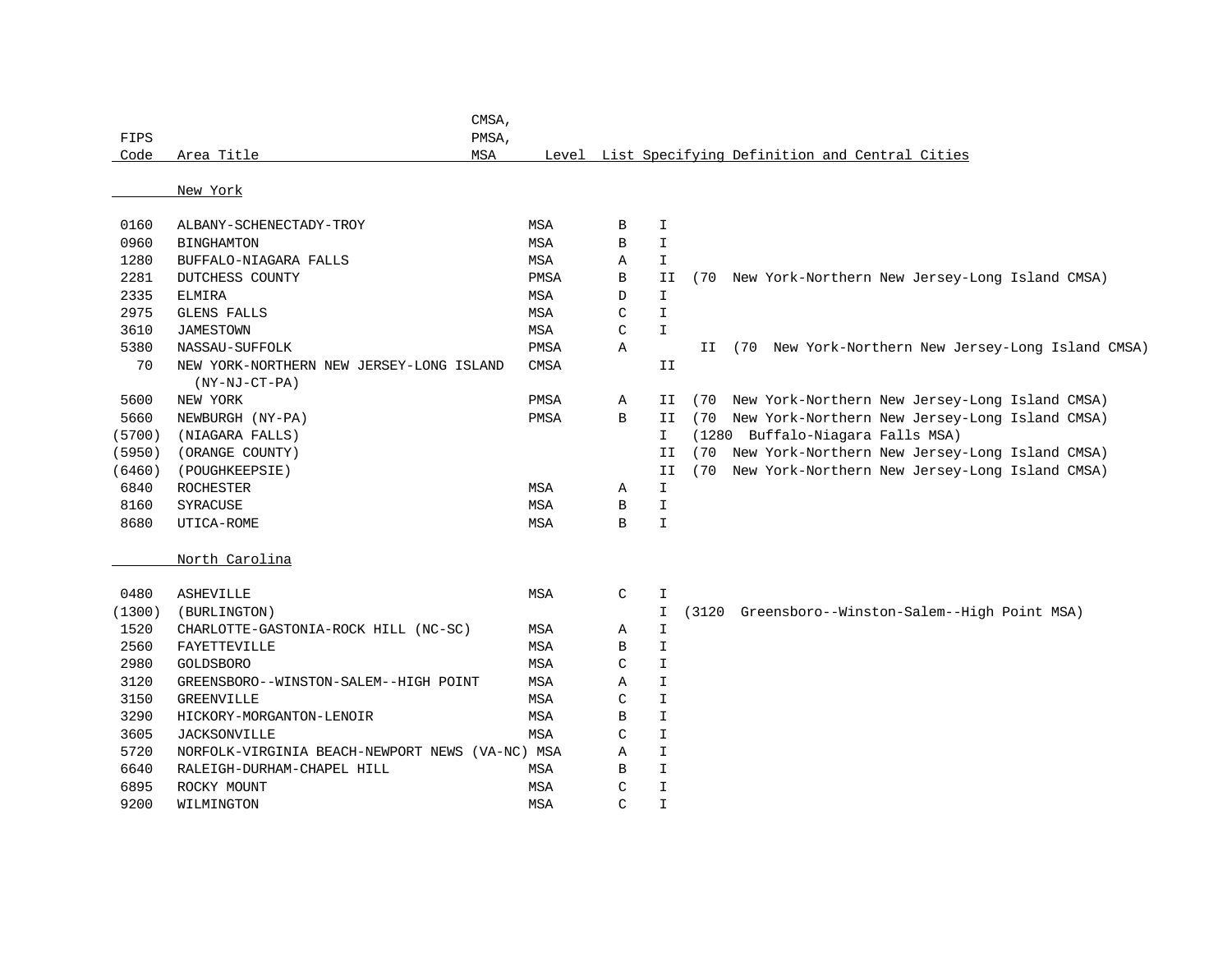| FIPS Code | Area Title | CMSA, PMSA, MSA | Level | List | Specifying Definition and Central Cities |
|---|---|---|---|---|---|
| | **New York** | | | | |
| 0160 | ALBANY-SCHENECTADY-TROY | MSA | B | I | |
| 0960 | BINGHAMTON | MSA | B | I | |
| 1280 | BUFFALO-NIAGARA FALLS | MSA | A | I | |
| 2281 | DUTCHESS COUNTY | PMSA | B | II | (70 New York-Northern New Jersey-Long Island CMSA) |
| 2335 | ELMIRA | MSA | D | I | |
| 2975 | GLENS FALLS | MSA | C | I | |
| 3610 | JAMESTOWN | MSA | C | I | |
| 5380 | NASSAU-SUFFOLK | PMSA | A | II | (70 New York-Northern New Jersey-Long Island CMSA) |
| 70 | NEW YORK-NORTHERN NEW JERSEY-LONG ISLAND (NY-NJ-CT-PA) | CMSA | | II | |
| 5600 | NEW YORK | PMSA | A | II | (70 New York-Northern New Jersey-Long Island CMSA) |
| 5660 | NEWBURGH (NY-PA) | PMSA | B | II | (70 New York-Northern New Jersey-Long Island CMSA) |
| (5700) | (NIAGARA FALLS) | | | I | (1280 Buffalo-Niagara Falls MSA) |
| (5950) | (ORANGE COUNTY) | | | II | (70 New York-Northern New Jersey-Long Island CMSA) |
| (6460) | (POUGHKEEPSIE) | | | II | (70 New York-Northern New Jersey-Long Island CMSA) |
| 6840 | ROCHESTER | MSA | A | I | |
| 8160 | SYRACUSE | MSA | B | I | |
| 8680 | UTICA-ROME | MSA | B | I | |
| | **North Carolina** | | | | |
| 0480 | ASHEVILLE | MSA | C | I | |
| (1300) | (BURLINGTON) | | | I | (3120 Greensboro--Winston-Salem--High Point MSA) |
| 1520 | CHARLOTTE-GASTONIA-ROCK HILL (NC-SC) | MSA | A | I | |
| 2560 | FAYETTEVILLE | MSA | B | I | |
| 2980 | GOLDSBORO | MSA | C | I | |
| 3120 | GREENSBORO--WINSTON-SALEM--HIGH POINT | MSA | A | I | |
| 3150 | GREENVILLE | MSA | C | I | |
| 3290 | HICKORY-MORGANTON-LENOIR | MSA | B | I | |
| 3605 | JACKSONVILLE | MSA | C | I | |
| 5720 | NORFOLK-VIRGINIA BEACH-NEWPORT NEWS (VA-NC) | MSA | A | I | |
| 6640 | RALEIGH-DURHAM-CHAPEL HILL | MSA | B | I | |
| 6895 | ROCKY MOUNT | MSA | C | I | |
| 9200 | WILMINGTON | MSA | C | I | |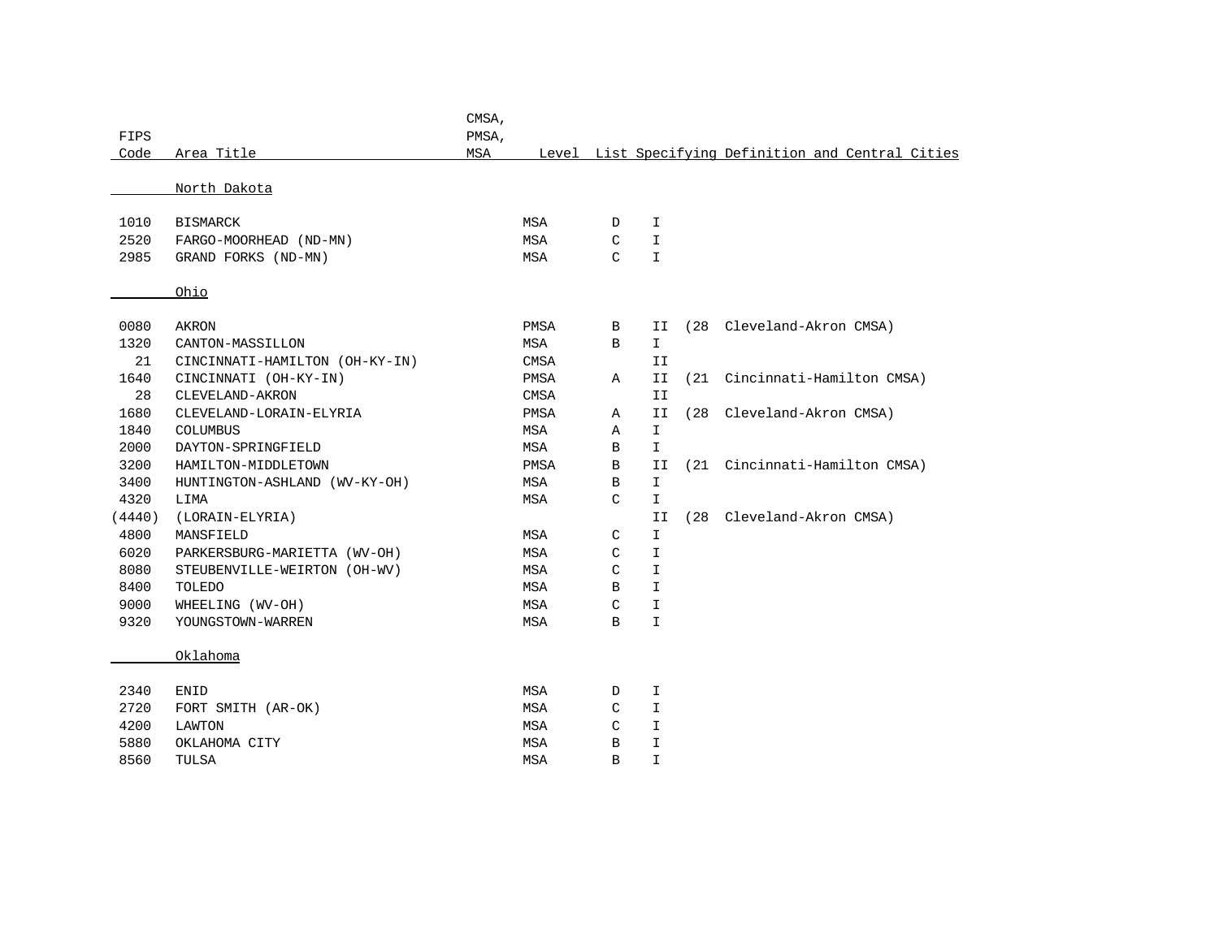| FIPS Code | Area Title | CMSA, PMSA, MSA | Level | List Specifying Definition and Central Cities |
|---|---|---|---|---|
| | **North Dakota** | | | |
| 1010 | BISMARCK | MSA | D | I |
| 2520 | FARGO-MOORHEAD (ND-MN) | MSA | C | I |
| 2985 | GRAND FORKS (ND-MN) | MSA | C | I |
| | **Ohio** | | | |
| 0080 | AKRON | PMSA | B | II (28 Cleveland-Akron CMSA) |
| 1320 | CANTON-MASSILLON | MSA | B | I |
| 21 | CINCINNATI-HAMILTON (OH-KY-IN) | CMSA | | II |
| 1640 | CINCINNATI (OH-KY-IN) | PMSA | A | II (21 Cincinnati-Hamilton CMSA) |
| 28 | CLEVELAND-AKRON | CMSA | | II |
| 1680 | CLEVELAND-LORAIN-ELYRIA | PMSA | A | II (28 Cleveland-Akron CMSA) |
| 1840 | COLUMBUS | MSA | A | I |
| 2000 | DAYTON-SPRINGFIELD | MSA | B | I |
| 3200 | HAMILTON-MIDDLETOWN | PMSA | B | II (21 Cincinnati-Hamilton CMSA) |
| 3400 | HUNTINGTON-ASHLAND (WV-KY-OH) | MSA | B | I |
| 4320 | LIMA | MSA | C | I |
| (4440) | (LORAIN-ELYRIA) | | | II (28 Cleveland-Akron CMSA) |
| 4800 | MANSFIELD | MSA | C | I |
| 6020 | PARKERSBURG-MARIETTA (WV-OH) | MSA | C | I |
| 8080 | STEUBENVILLE-WEIRTON (OH-WV) | MSA | C | I |
| 8400 | TOLEDO | MSA | B | I |
| 9000 | WHEELING (WV-OH) | MSA | C | I |
| 9320 | YOUNGSTOWN-WARREN | MSA | B | I |
| | **Oklahoma** | | | |
| 2340 | ENID | MSA | D | I |
| 2720 | FORT SMITH (AR-OK) | MSA | C | I |
| 4200 | LAWTON | MSA | C | I |
| 5880 | OKLAHOMA CITY | MSA | B | I |
| 8560 | TULSA | MSA | B | I |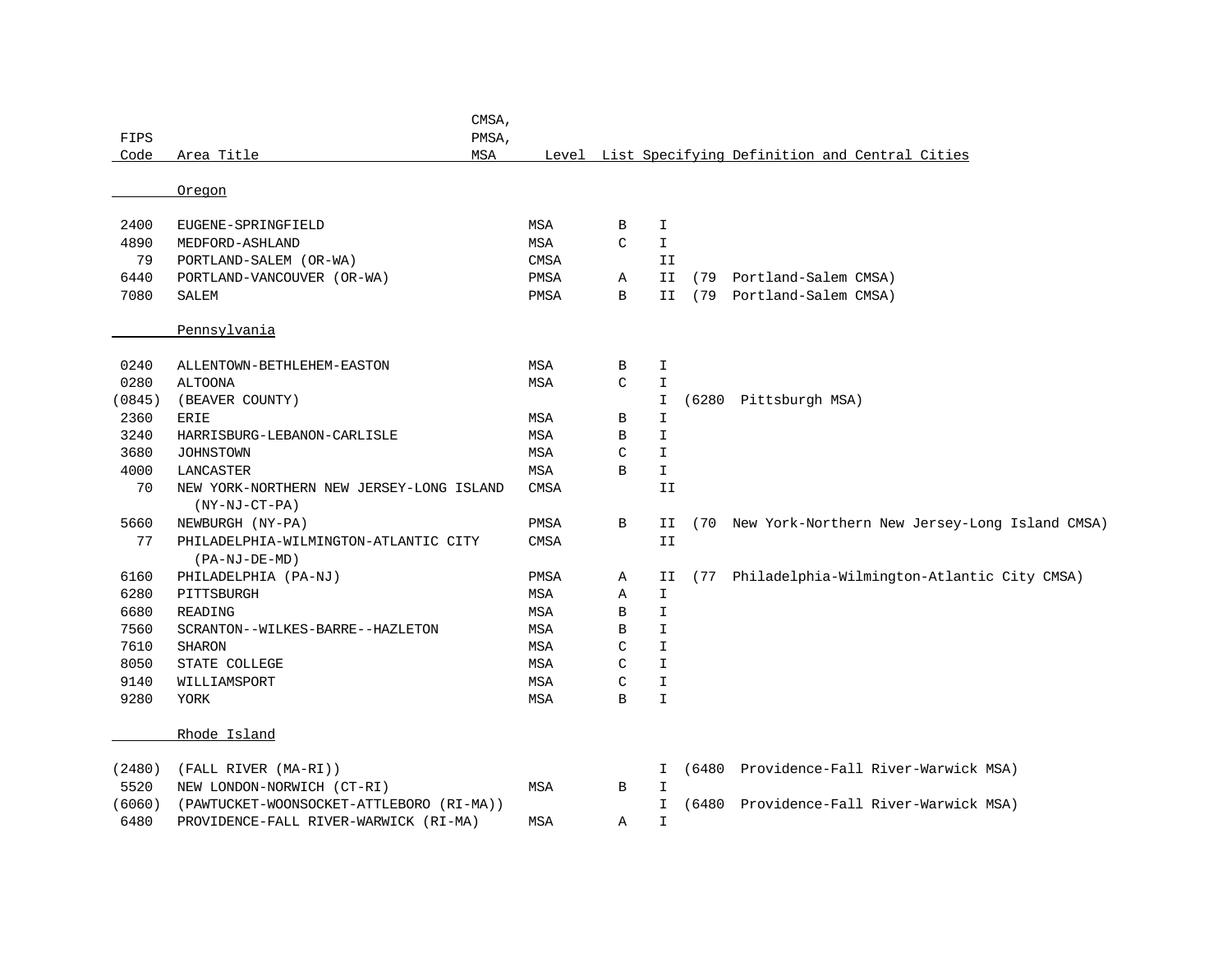| FIPS Code | Area Title | CMSA, PMSA, MSA | Level | List | Specifying Definition and Central Cities |
|---|---|---|---|---|---|
| | **Oregon** | | | | |
| 2400 | EUGENE-SPRINGFIELD | MSA | B | I | |
| 4890 | MEDFORD-ASHLAND | MSA | C | I | |
| 79 | PORTLAND-SALEM (OR-WA) | CMSA | | II | |
| 6440 | PORTLAND-VANCOUVER (OR-WA) | PMSA | A | II | (79 Portland-Salem CMSA) |
| 7080 | SALEM | PMSA | B | II | (79 Portland-Salem CMSA) |
| | **Pennsylvania** | | | | |
| 0240 | ALLENTOWN-BETHLEHEM-EASTON | MSA | B | I | |
| 0280 | ALTOONA | MSA | C | I | |
| (0845) | (BEAVER COUNTY) | | | I | (6280 Pittsburgh MSA) |
| 2360 | ERIE | MSA | B | I | |
| 3240 | HARRISBURG-LEBANON-CARLISLE | MSA | B | I | |
| 3680 | JOHNSTOWN | MSA | C | I | |
| 4000 | LANCASTER | MSA | B | I | |
| 70 | NEW YORK-NORTHERN NEW JERSEY-LONG ISLAND (NY-NJ-CT-PA) | CMSA | | II | |
| 5660 | NEWBURGH (NY-PA) | PMSA | B | II | (70 New York-Northern New Jersey-Long Island CMSA) |
| 77 | PHILADELPHIA-WILMINGTON-ATLANTIC CITY (PA-NJ-DE-MD) | CMSA | | II | |
| 6160 | PHILADELPHIA (PA-NJ) | PMSA | A | II | (77 Philadelphia-Wilmington-Atlantic City CMSA) |
| 6280 | PITTSBURGH | MSA | A | I | |
| 6680 | READING | MSA | B | I | |
| 7560 | SCRANTON--WILKES-BARRE--HAZLETON | MSA | B | I | |
| 7610 | SHARON | MSA | C | I | |
| 8050 | STATE COLLEGE | MSA | C | I | |
| 9140 | WILLIAMSPORT | MSA | C | I | |
| 9280 | YORK | MSA | B | I | |
| | **Rhode Island** | | | | |
| (2480) | (FALL RIVER (MA-RI)) | | | I | (6480 Providence-Fall River-Warwick MSA) |
| 5520 | NEW LONDON-NORWICH (CT-RI) | MSA | B | I | |
| (6060) | (PAWTUCKET-WOONSOCKET-ATTLEBORO (RI-MA)) | | | I | (6480 Providence-Fall River-Warwick MSA) |
| 6480 | PROVIDENCE-FALL RIVER-WARWICK (RI-MA) | MSA | A | I | |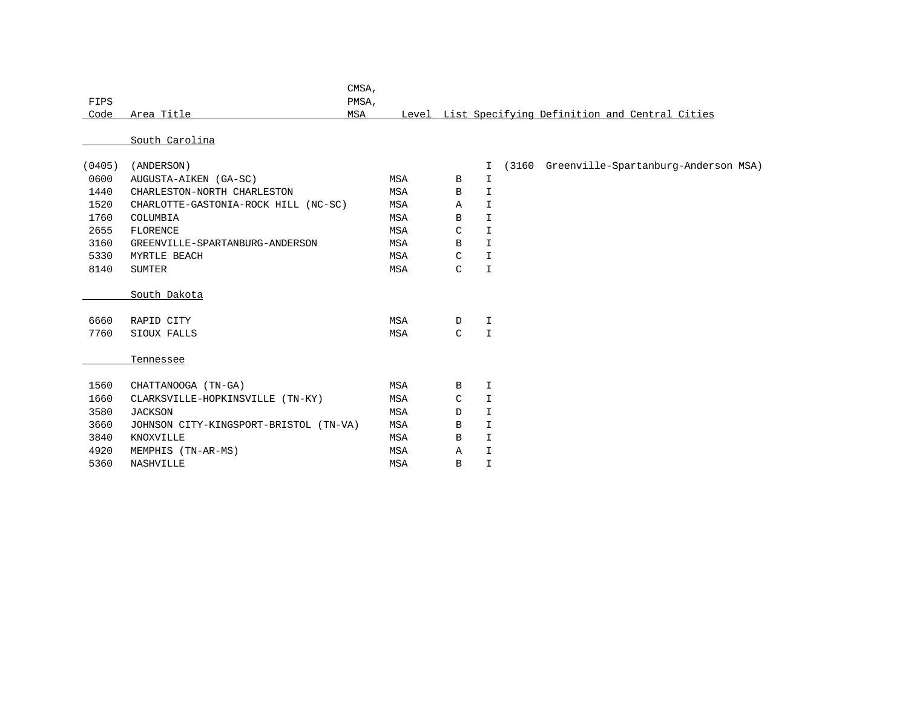| FIPS Code | Area Title | CMSA, PMSA, MSA | Level | List | Specifying Definition and Central Cities |
|---|---|---|---|---|---|
| | **South Carolina** | | | | |
| (0405) | (ANDERSON) | | | I | (3160 Greenville-Spartanburg-Anderson MSA) |
| 0600 | AUGUSTA-AIKEN (GA-SC) | MSA | B | I | |
| 1440 | CHARLESTON-NORTH CHARLESTON | MSA | B | I | |
| 1520 | CHARLOTTE-GASTONIA-ROCK HILL (NC-SC) | MSA | A | I | |
| 1760 | COLUMBIA | MSA | B | I | |
| 2655 | FLORENCE | MSA | C | I | |
| 3160 | GREENVILLE-SPARTANBURG-ANDERSON | MSA | B | I | |
| 5330 | MYRTLE BEACH | MSA | C | I | |
| 8140 | SUMTER | MSA | C | I | |
| | **South Dakota** | | | | |
| 6660 | RAPID CITY | MSA | D | I | |
| 7760 | SIOUX FALLS | MSA | C | I | |
| | **Tennessee** | | | | |
| 1560 | CHATTANOOGA (TN-GA) | MSA | B | I | |
| 1660 | CLARKSVILLE-HOPKINSVILLE (TN-KY) | MSA | C | I | |
| 3580 | JACKSON | MSA | D | I | |
| 3660 | JOHNSON CITY-KINGSPORT-BRISTOL (TN-VA) | MSA | B | I | |
| 3840 | KNOXVILLE | MSA | B | I | |
| 4920 | MEMPHIS (TN-AR-MS) | MSA | A | I | |
| 5360 | NASHVILLE | MSA | B | I | |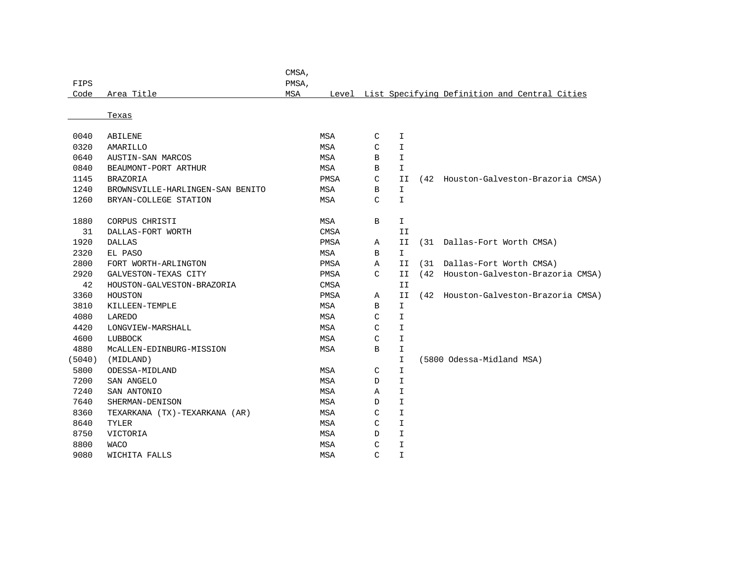| FIPS Code | Area Title | CMSA, PMSA, MSA | Level | List | Specifying Definition and Central Cities |
|---|---|---|---|---|---|
| | Texas | | | | |
| 0040 | ABILENE | MSA | C | I | |
| 0320 | AMARILLO | MSA | C | I | |
| 0640 | AUSTIN-SAN MARCOS | MSA | B | I | |
| 0840 | BEAUMONT-PORT ARTHUR | MSA | B | I | |
| 1145 | BRAZORIA | PMSA | C | II | (42 Houston-Galveston-Brazoria CMSA) |
| 1240 | BROWNSVILLE-HARLINGEN-SAN BENITO | MSA | B | I | |
| 1260 | BRYAN-COLLEGE STATION | MSA | C | I | |
| 1880 | CORPUS CHRISTI | MSA | B | I | |
| 31 | DALLAS-FORT WORTH | CMSA | | II | |
| 1920 | DALLAS | PMSA | A | II | (31 Dallas-Fort Worth CMSA) |
| 2320 | EL PASO | MSA | B | I | |
| 2800 | FORT WORTH-ARLINGTON | PMSA | A | II | (31 Dallas-Fort Worth CMSA) |
| 2920 | GALVESTON-TEXAS CITY | PMSA | C | II | (42 Houston-Galveston-Brazoria CMSA) |
| 42 | HOUSTON-GALVESTON-BRAZORIA | CMSA | | II | |
| 3360 | HOUSTON | PMSA | A | II | (42 Houston-Galveston-Brazoria CMSA) |
| 3810 | KILLEEN-TEMPLE | MSA | B | I | |
| 4080 | LAREDO | MSA | C | I | |
| 4420 | LONGVIEW-MARSHALL | MSA | C | I | |
| 4600 | LUBBOCK | MSA | C | I | |
| 4880 | McALLEN-EDINBURG-MISSION | MSA | B | I | |
| (5040) | (MIDLAND) | | | I | (5800 Odessa-Midland MSA) |
| 5800 | ODESSA-MIDLAND | MSA | C | I | |
| 7200 | SAN ANGELO | MSA | D | I | |
| 7240 | SAN ANTONIO | MSA | A | I | |
| 7640 | SHERMAN-DENISON | MSA | D | I | |
| 8360 | TEXARKANA (TX)-TEXARKANA (AR) | MSA | C | I | |
| 8640 | TYLER | MSA | C | I | |
| 8750 | VICTORIA | MSA | D | I | |
| 8800 | WACO | MSA | C | I | |
| 9080 | WICHITA FALLS | MSA | C | I | |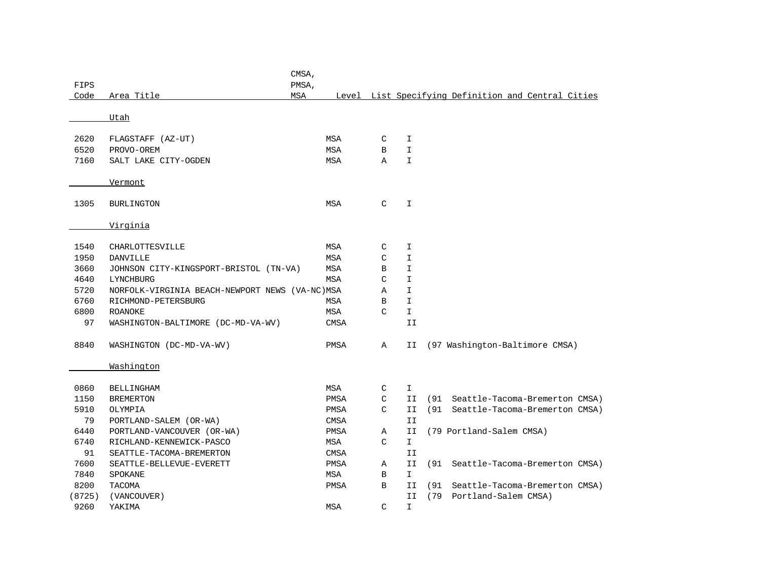| FIPS Code | Area Title | CMSA, PMSA, MSA | Level | List Specifying Definition and Central Cities | |
|---|---|---|---|---|---|
| | **Utah** | | | | |
| 2620 | FLAGSTAFF (AZ-UT) | MSA | C | I | |
| 6520 | PROVO-OREM | MSA | B | I | |
| 7160 | SALT LAKE CITY-OGDEN | MSA | A | I | |
| | **Vermont** | | | | |
| 1305 | BURLINGTON | MSA | C | I | |
| | **Virginia** | | | | |
| 1540 | CHARLOTTESVILLE | MSA | C | I | |
| 1950 | DANVILLE | MSA | C | I | |
| 3660 | JOHNSON CITY-KINGSPORT-BRISTOL (TN-VA) | MSA | B | I | |
| 4640 | LYNCHBURG | MSA | C | I | |
| 5720 | NORFOLK-VIRGINIA BEACH-NEWPORT NEWS (VA-NC) | MSA | A | I | |
| 6760 | RICHMOND-PETERSBURG | MSA | B | I | |
| 6800 | ROANOKE | MSA | C | I | |
| 97 | WASHINGTON-BALTIMORE (DC-MD-VA-WV) | CMSA | | II | |
| 8840 | WASHINGTON (DC-MD-VA-WV) | PMSA | A | II | (97 Washington-Baltimore CMSA) |
| | **Washington** | | | | |
| 0860 | BELLINGHAM | MSA | C | I | |
| 1150 | BREMERTON | PMSA | C | II | (91 Seattle-Tacoma-Bremerton CMSA) |
| 5910 | OLYMPIA | PMSA | C | II | (91 Seattle-Tacoma-Bremerton CMSA) |
| 79 | PORTLAND-SALEM (OR-WA) | CMSA | | II | |
| 6440 | PORTLAND-VANCOUVER (OR-WA) | PMSA | A | II | (79 Portland-Salem CMSA) |
| 6740 | RICHLAND-KENNEWICK-PASCO | MSA | C | I | |
| 91 | SEATTLE-TACOMA-BREMERTON | CMSA | | II | |
| 7600 | SEATTLE-BELLEVUE-EVERETT | PMSA | A | II | (91 Seattle-Tacoma-Bremerton CMSA) |
| 7840 | SPOKANE | MSA | B | I | |
| 8200 | TACOMA | PMSA | B | II | (91 Seattle-Tacoma-Bremerton CMSA) |
| (8725) | (VANCOUVER) | | | II | (79 Portland-Salem CMSA) |
| 9260 | YAKIMA | MSA | C | I | |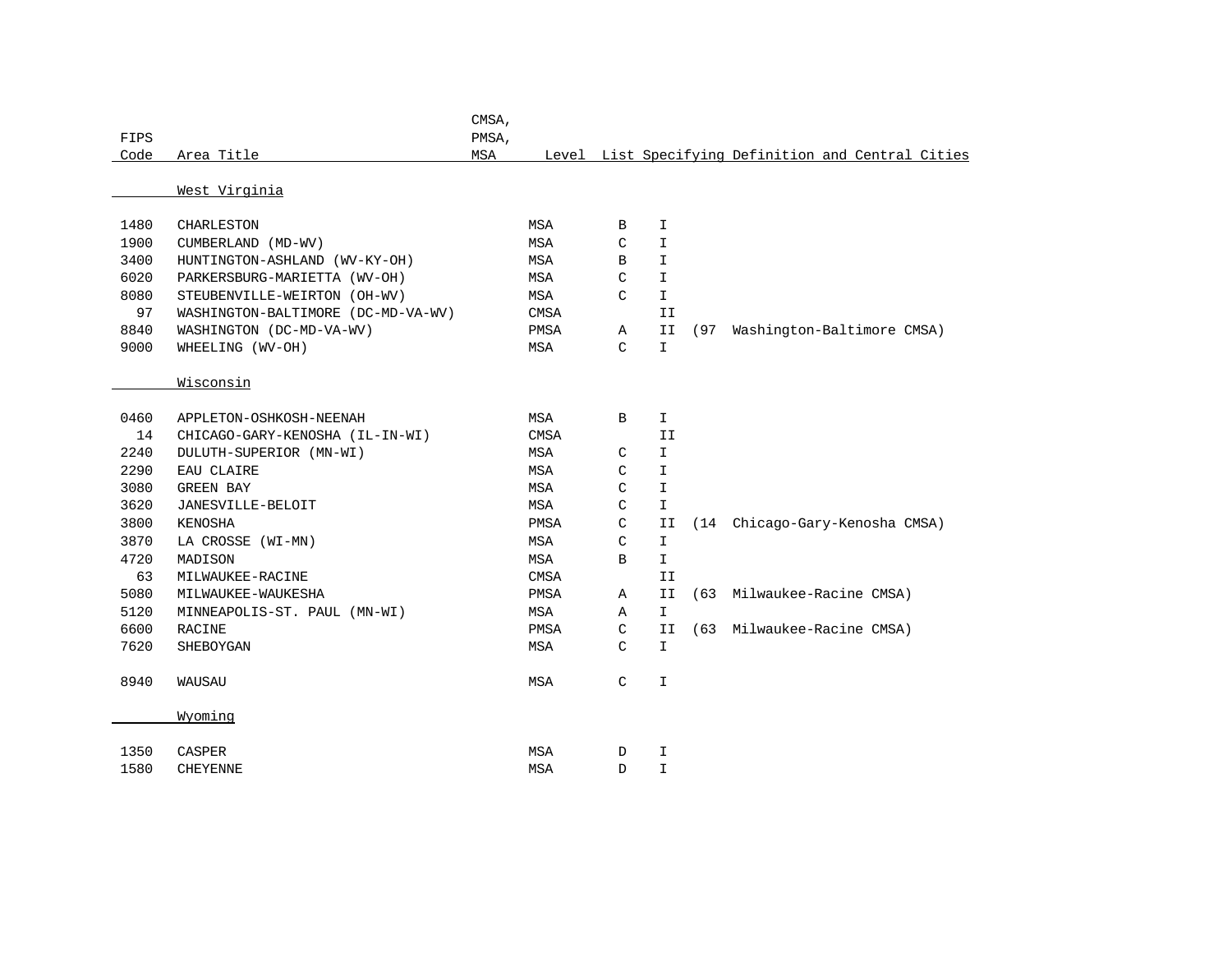| FIPS Code | Area Title | CMSA, PMSA, MSA | Level | List Specifying Definition and Central Cities | |
|---|---|---|---|---|---|
| | **West Virginia** | | | | |
| 1480 | CHARLESTON | MSA | B | I | |
| 1900 | CUMBERLAND (MD-WV) | MSA | C | I | |
| 3400 | HUNTINGTON-ASHLAND (WV-KY-OH) | MSA | B | I | |
| 6020 | PARKERSBURG-MARIETTA (WV-OH) | MSA | C | I | |
| 8080 | STEUBENVILLE-WEIRTON (OH-WV) | MSA | C | I | |
| 97 | WASHINGTON-BALTIMORE (DC-MD-VA-WV) | CMSA | | II | |
| 8840 | WASHINGTON (DC-MD-VA-WV) | PMSA | A | II | (97 Washington-Baltimore CMSA) |
| 9000 | WHEELING (WV-OH) | MSA | C | I | |
| | **Wisconsin** | | | | |
| 0460 | APPLETON-OSHKOSH-NEENAH | MSA | B | I | |
| 14 | CHICAGO-GARY-KENOSHA (IL-IN-WI) | CMSA | | II | |
| 2240 | DULUTH-SUPERIOR (MN-WI) | MSA | C | I | |
| 2290 | EAU CLAIRE | MSA | C | I | |
| 3080 | GREEN BAY | MSA | C | I | |
| 3620 | JANESVILLE-BELOIT | MSA | C | I | |
| 3800 | KENOSHA | PMSA | C | II | (14 Chicago-Gary-Kenosha CMSA) |
| 3870 | LA CROSSE (WI-MN) | MSA | C | I | |
| 4720 | MADISON | MSA | B | I | |
| 63 | MILWAUKEE-RACINE | CMSA | | II | |
| 5080 | MILWAUKEE-WAUKESHA | PMSA | A | II | (63 Milwaukee-Racine CMSA) |
| 5120 | MINNEAPOLIS-ST. PAUL (MN-WI) | MSA | A | I | |
| 6600 | RACINE | PMSA | C | II | (63 Milwaukee-Racine CMSA) |
| 7620 | SHEBOYGAN | MSA | C | I | |
| 8940 | WAUSAU | MSA | C | I | |
| | **Wyoming** | | | | |
| 1350 | CASPER | MSA | D | I | |
| 1580 | CHEYENNE | MSA | D | I | |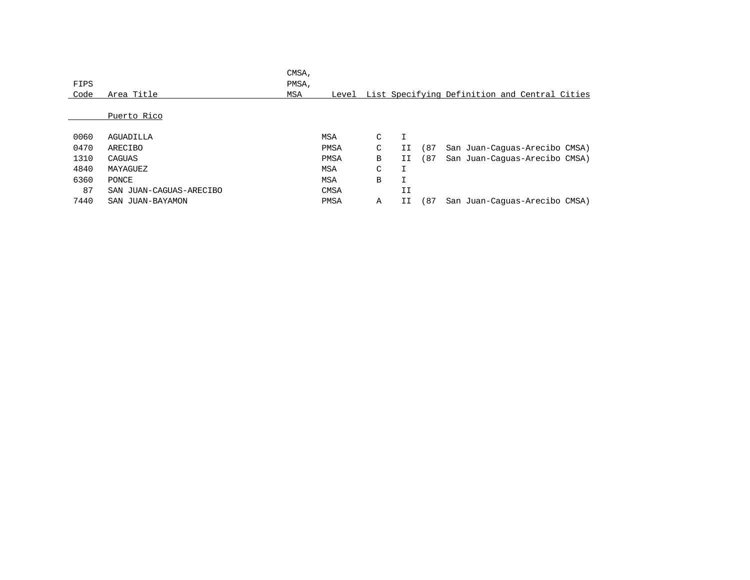| FIPS Code | Area Title | CMSA, PMSA, MSA | Level | List Specifying Definition and Central Cities |
|---|---|---|---|---|
| | Puerto Rico | | | |
| 0060 | AGUADILLA | MSA | C | I |
| 0470 | ARECIBO | PMSA | C | II (87 San Juan-Caguas-Arecibo CMSA) |
| 1310 | CAGUAS | PMSA | B | II (87 San Juan-Caguas-Arecibo CMSA) |
| 4840 | MAYAGUEZ | MSA | C | I |
| 6360 | PONCE | MSA | B | I |
| 87 | SAN JUAN-CAGUAS-ARECIBO | CMSA | | II |
| 7440 | SAN JUAN-BAYAMON | PMSA | A | II (87 San Juan-Caguas-Arecibo CMSA) |